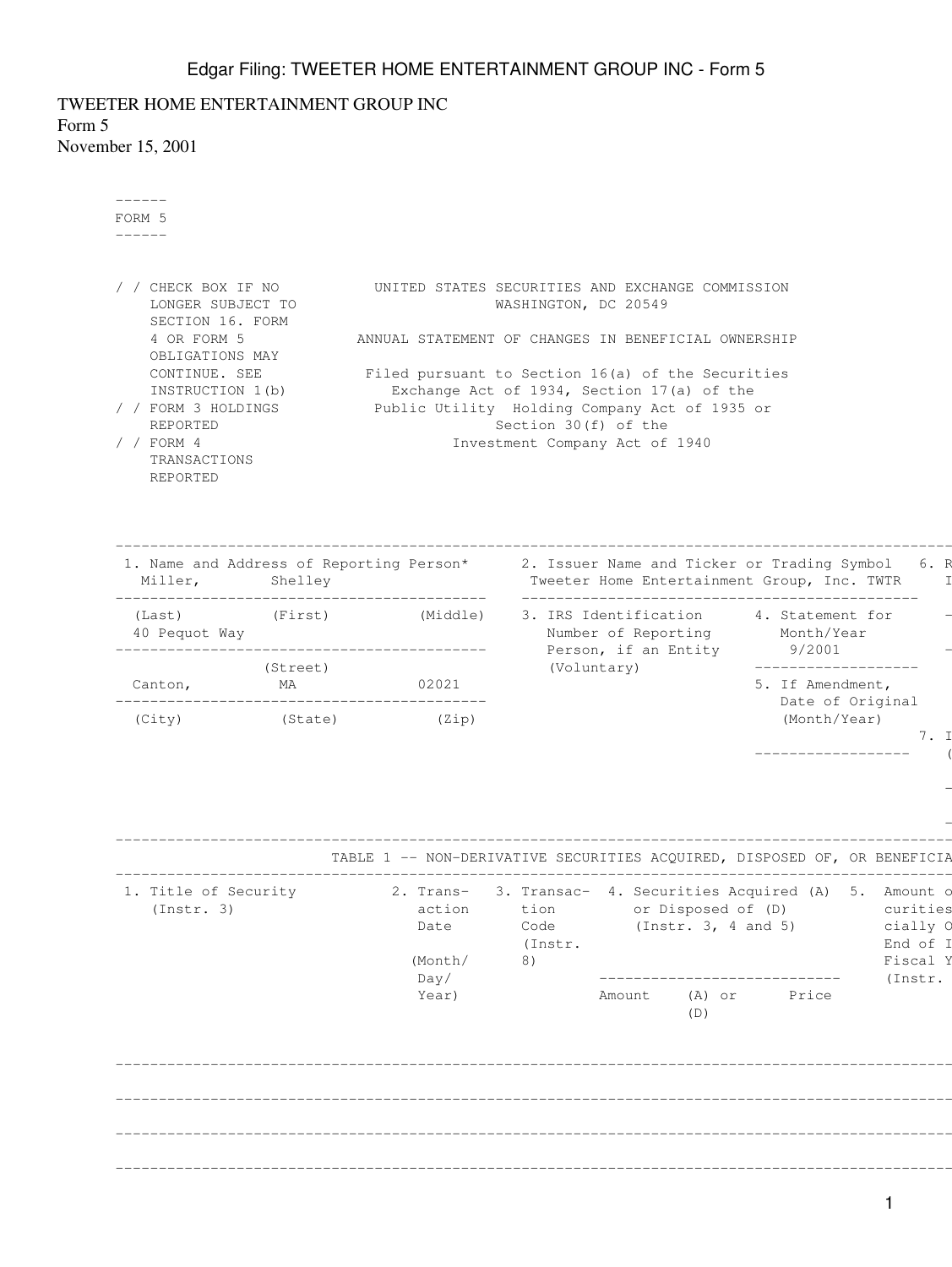TWEETER HOME ENTERTAINMENT GROUP INC
Form 5
November 15, 2001

**FORM 5**

/ / CHECK BOX IF NO LONGER SUBJECT TO SECTION 16. FORM 4 OR FORM 5 OBLIGATIONS MAY CONTINUE. SEE INSTRUCTION 1(b)

/ / FORM 3 HOLDINGS REPORTED

/ / FORM 4 TRANSACTIONS REPORTED

UNITED STATES SECURITIES AND EXCHANGE COMMISSION
WASHINGTON, DC 20549

ANNUAL STATEMENT OF CHANGES IN BENEFICIAL OWNERSHIP

Filed pursuant to Section 16(a) of the Securities Exchange Act of 1934, Section 17(a) of the Public Utility Holding Company Act of 1935 or Section 30(f) of the Investment Company Act of 1940

1. Name and Address of Reporting Person*
   Miller, Shelley
   (Last) (First) (Middle)
   40 Pequot Way
   (Street)
   Canton, MA 02021
   (City) (State) (Zip)

2. Issuer Name and Ticker or Trading Symbol
   Tweeter Home Entertainment Group, Inc. TWTR

3. IRS Identification Number of Reporting Person, if an Entity (Voluntary)

4. Statement for Month/Year
   9/2001

5. If Amendment, Date of Original (Month/Year)

6. R
   I

7. I
   (

TABLE 1 -- NON-DERIVATIVE SECURITIES ACQUIRED, DISPOSED OF, OR BENEFICIA

| 1. Title of Security (Instr. 3) | 2. Transaction Date (Month/Day/Year) | 3. Transaction Code (Instr. 8) | 4. Securities Acquired (A) or Disposed of (D) (Instr. 3, 4 and 5) | | | 5. Amount o curities cially O End of I Fiscal Y (Instr. |
|---|---|---|---|---|---|---|
| | | | Amount | (A) or (D) | Price | |
| | | | | | | |
| | | | | | | |
| | | | | | | |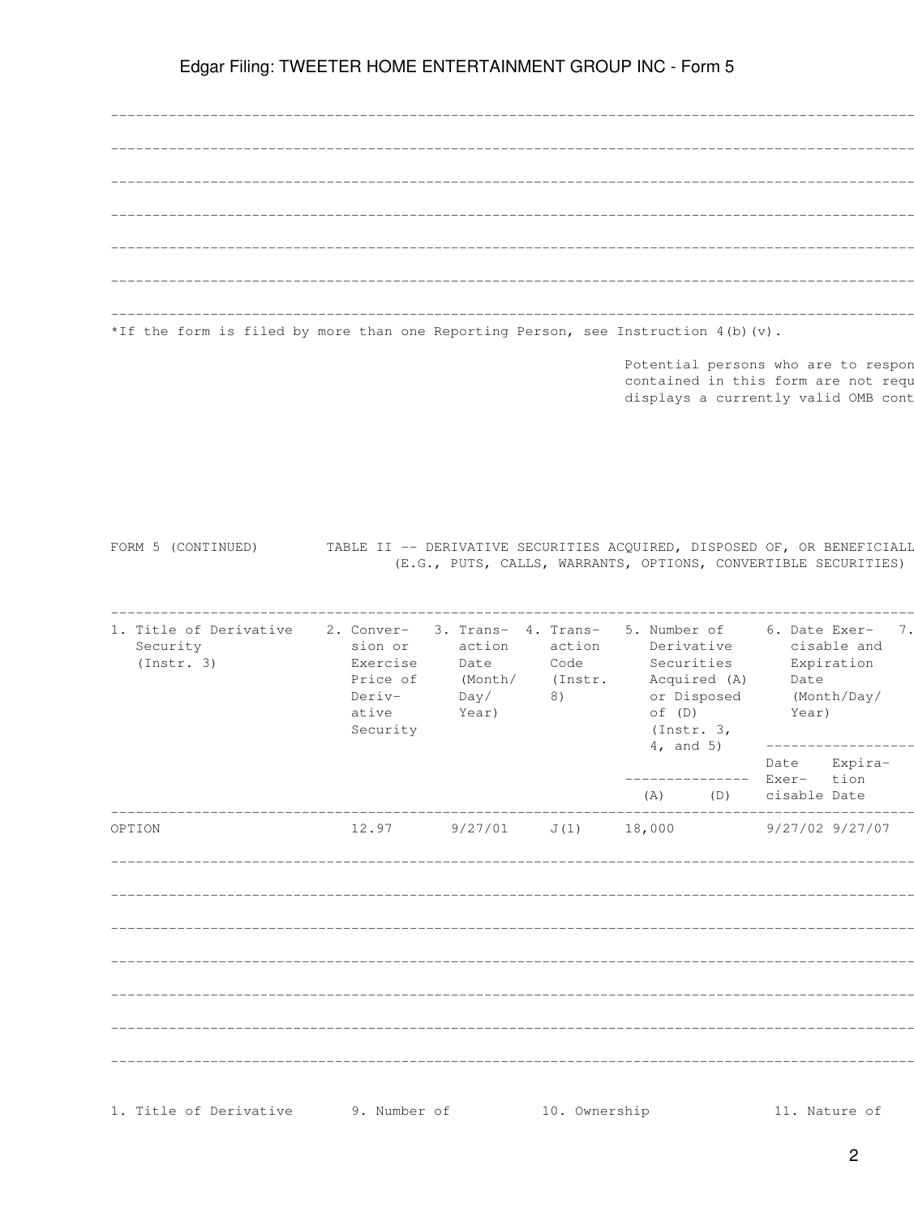*If the form is filed by more than one Reporting Person, see Instruction 4(b)(v).

Potential persons who are to respon
contained in this form are not requ
displays a currently valid OMB cont

FORM 5 (CONTINUED) TABLE II -- DERIVATIVE SECURITIES ACQUIRED, DISPOSED OF, OR BENEFICIALL
(E.G., PUTS, CALLS, WARRANTS, OPTIONS, CONVERTIBLE SECURITIES)

| 1. Title of Derivative Security (Instr. 3) | 2. Conversion or Exercise Price of Derivative Security | 3. Transaction Date (Month/Day/Year) | 4. Transaction Code (Instr. 8) | 5. Number of Derivative Securities Acquired (A) or Disposed of (D) (Instr. 3, 4, and 5) | | 6. Date Exercisable and Expiration Date (Month/Day/Year) | | 7. |
|---|---|---|---|---|---|---|---|---|
| | | | | (A) | (D) | Date Exercisable | Expiration Date | |
| OPTION | 12.97 | 9/27/01 | J(1) | 18,000 | | 9/27/02 | 9/27/07 | |
| | | | | | | | | |
| | | | | | | | | |
| | | | | | | | | |
| | | | | | | | | |
| | | | | | | | | |
| | | | | | | | | |

| 1. Title of Derivative | 9. Number of | 10. Ownership | 11. Nature of |
|---|---|---|---|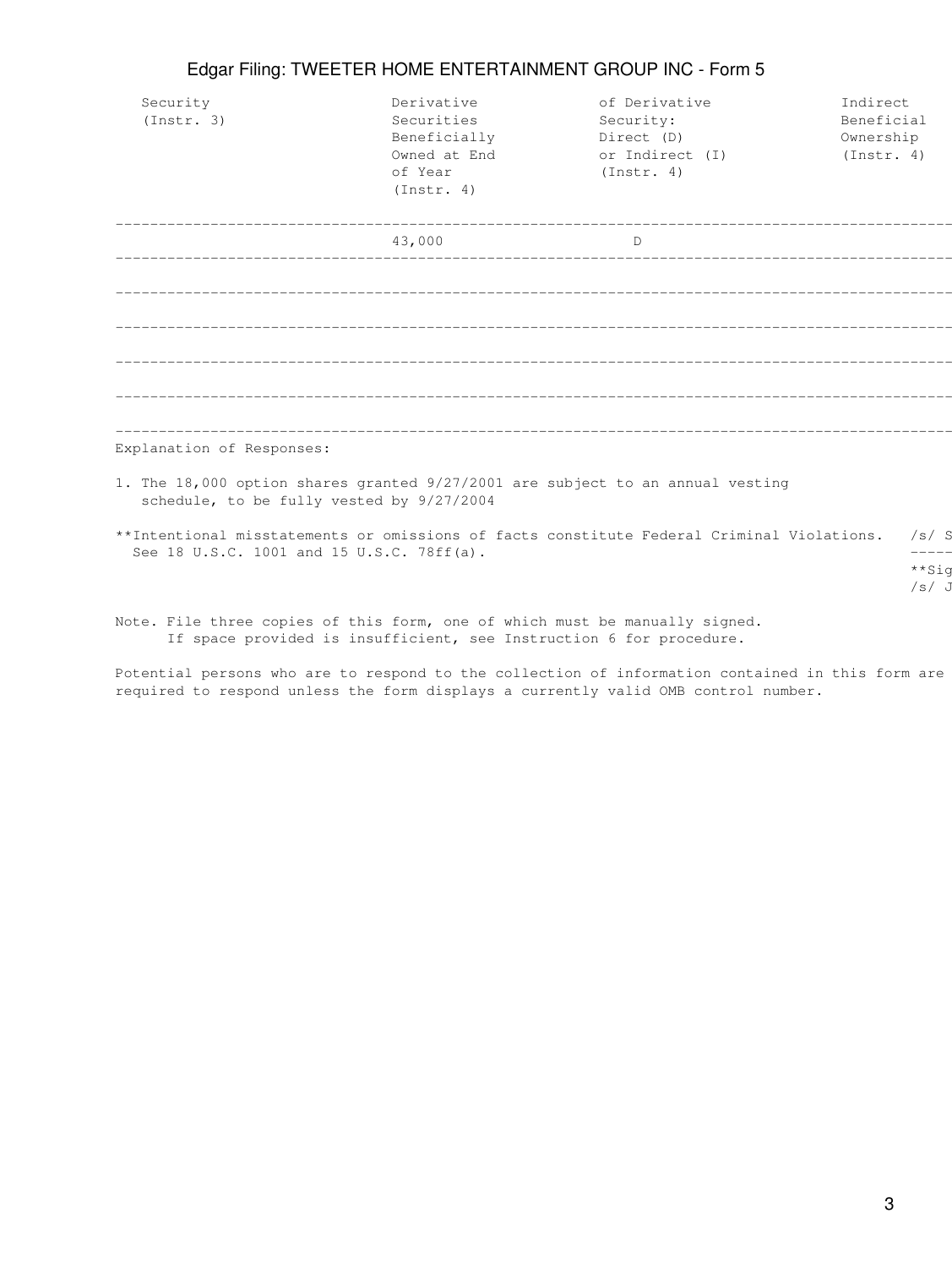| Security (Instr. 3) | Derivative Securities Beneficially Owned at End of Year (Instr. 4) | of Derivative Security: Direct (D) or Indirect (I) (Instr. 4) | Indirect Beneficial Ownership (Instr. 4) |
|---|---|---|---|
| | 43,000 | D | |
| | | | |
| | | | |
| | | | |
| | | | |
| | | | |

Explanation of Responses:

1. The 18,000 option shares granted 9/27/2001 are subject to an annual vesting schedule, to be fully vested by 9/27/2004

**Intentional misstatements or omissions of facts constitute Federal Criminal Violations. See 18 U.S.C. 1001 and 15 U.S.C. 78ff(a).

/s/ S

**Sig

/s/ J

Note. File three copies of this form, one of which must be manually signed. If space provided is insufficient, see Instruction 6 for procedure.

Potential persons who are to respond to the collection of information contained in this form are required to respond unless the form displays a currently valid OMB control number.